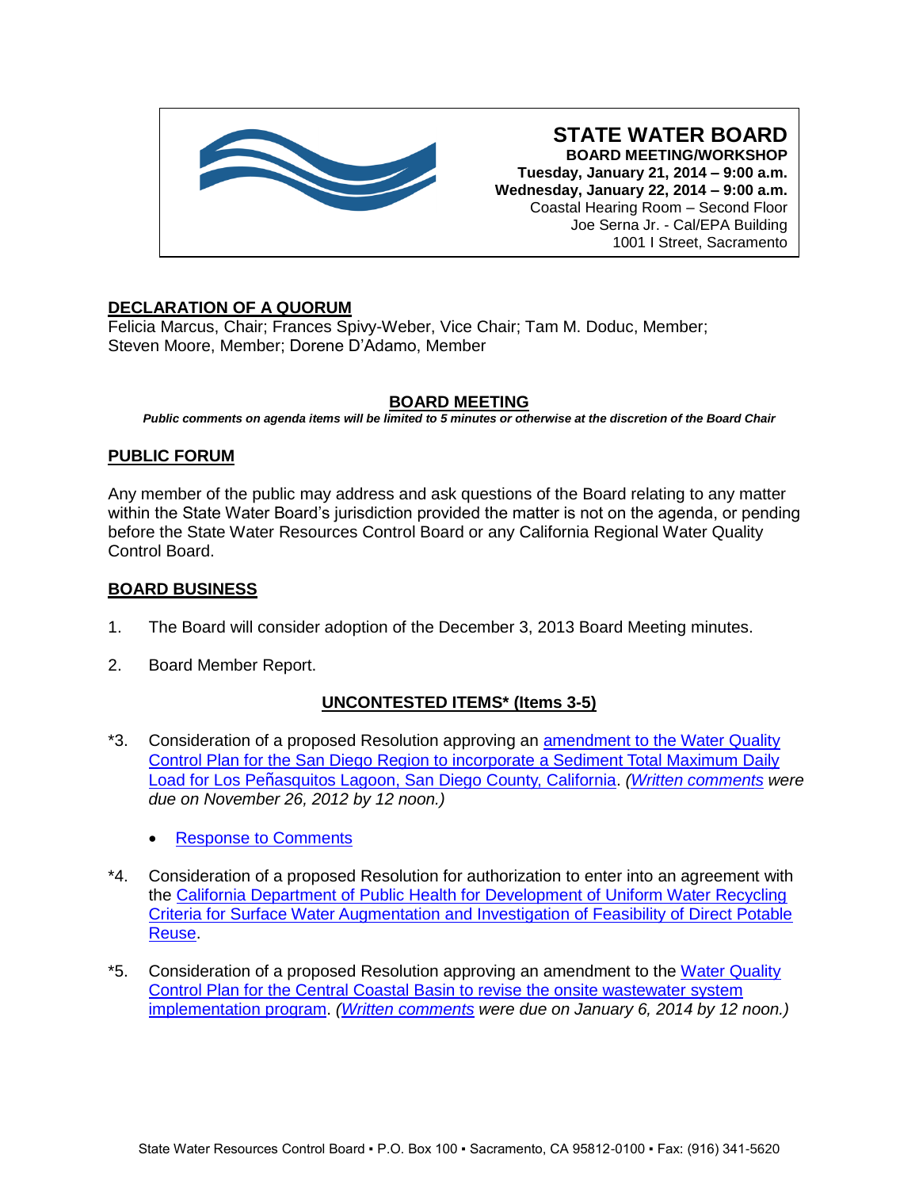# STATE WATER BOARD

**BOARD MEETING/WORKSHOP**
**Tuesday, January 21, 2014 – 9:00 a.m.**
**Wednesday, January 22, 2014 – 9:00 a.m.**
Coastal Hearing Room – Second Floor
Joe Serna Jr. - Cal/EPA Building
1001 I Street, Sacramento

## DECLARATION OF A QUORUM

Felicia Marcus, Chair; Frances Spivy-Weber, Vice Chair; Tam M. Doduc, Member; Steven Moore, Member; Dorene D'Adamo, Member

## BOARD MEETING

***Public comments on agenda items will be limited to 5 minutes or otherwise at the discretion of the Board Chair***

## PUBLIC FORUM

Any member of the public may address and ask questions of the Board relating to any matter within the State Water Board's jurisdiction provided the matter is not on the agenda, or pending before the State Water Resources Control Board or any California Regional Water Quality Control Board.

## BOARD BUSINESS

1. The Board will consider adoption of the December 3, 2013 Board Meeting minutes.

2. Board Member Report.

## UNCONTESTED ITEMS* (Items 3-5)

*3. Consideration of a proposed Resolution approving an amendment to the Water Quality Control Plan for the San Diego Region to incorporate a Sediment Total Maximum Daily Load for Los Peñasquitos Lagoon, San Diego County, California. *(Written comments were due on November 26, 2012 by 12 noon.)*

- Response to Comments

*4. Consideration of a proposed Resolution for authorization to enter into an agreement with the California Department of Public Health for Development of Uniform Water Recycling Criteria for Surface Water Augmentation and Investigation of Feasibility of Direct Potable Reuse.

*5. Consideration of a proposed Resolution approving an amendment to the Water Quality Control Plan for the Central Coastal Basin to revise the onsite wastewater system implementation program. *(Written comments were due on January 6, 2014 by 12 noon.)*

State Water Resources Control Board ▪ P.O. Box 100 ▪ Sacramento, CA 95812-0100 ▪ Fax: (916) 341-5620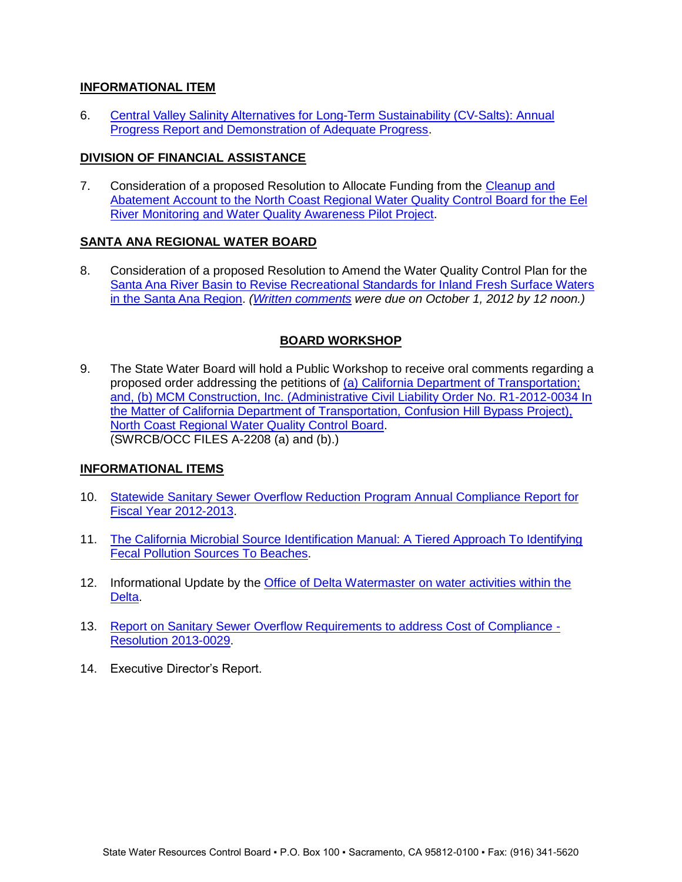**INFORMATIONAL ITEM**

6. Central Valley Salinity Alternatives for Long-Term Sustainability (CV-Salts): Annual Progress Report and Demonstration of Adequate Progress.

**DIVISION OF FINANCIAL ASSISTANCE**

7. Consideration of a proposed Resolution to Allocate Funding from the Cleanup and Abatement Account to the North Coast Regional Water Quality Control Board for the Eel River Monitoring and Water Quality Awareness Pilot Project.

**SANTA ANA REGIONAL WATER BOARD**

8. Consideration of a proposed Resolution to Amend the Water Quality Control Plan for the Santa Ana River Basin to Revise Recreational Standards for Inland Fresh Surface Waters in the Santa Ana Region. *(Written comments were due on October 1, 2012 by 12 noon.)*

**BOARD WORKSHOP**

9. The State Water Board will hold a Public Workshop to receive oral comments regarding a proposed order addressing the petitions of (a) California Department of Transportation; and, (b) MCM Construction, Inc. (Administrative Civil Liability Order No. R1-2012-0034 In the Matter of California Department of Transportation, Confusion Hill Bypass Project), North Coast Regional Water Quality Control Board.
(SWRCB/OCC FILES A-2208 (a) and (b).)

**INFORMATIONAL ITEMS**

10. Statewide Sanitary Sewer Overflow Reduction Program Annual Compliance Report for Fiscal Year 2012-2013.

11. The California Microbial Source Identification Manual: A Tiered Approach To Identifying Fecal Pollution Sources To Beaches.

12. Informational Update by the Office of Delta Watermaster on water activities within the Delta.

13. Report on Sanitary Sewer Overflow Requirements to address Cost of Compliance - Resolution 2013-0029.

14. Executive Director's Report.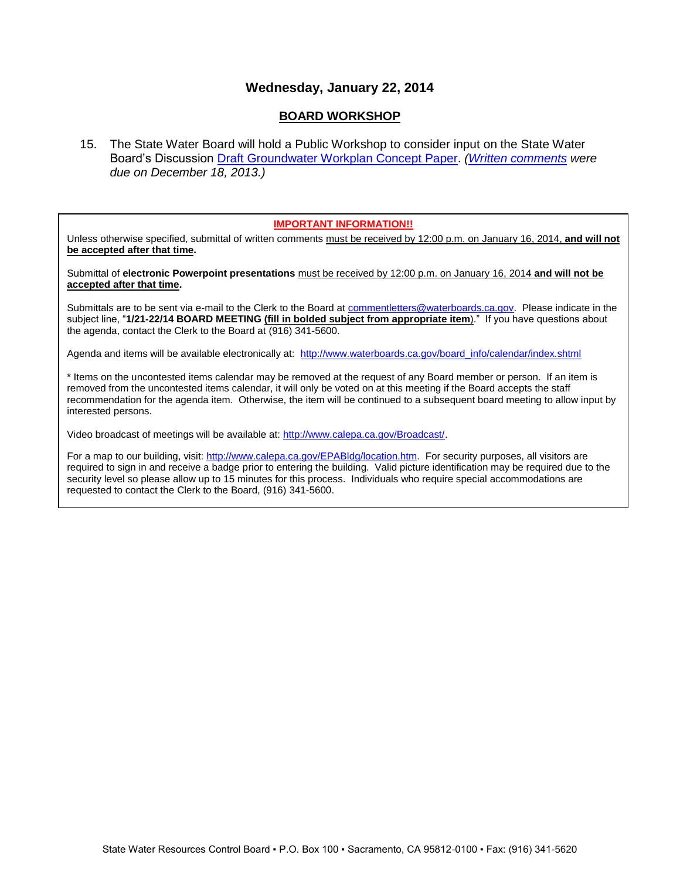## Wednesday, January 22, 2014

### BOARD WORKSHOP

15. The State Water Board will hold a Public Workshop to consider input on the State Water Board's Discussion Draft Groundwater Workplan Concept Paper. *(Written comments were due on December 18, 2013.)*

---

**IMPORTANT INFORMATION!!**

Unless otherwise specified, submittal of written comments must be received by 12:00 p.m. on January 16, 2014, **and will not be accepted after that time**.

Submittal of **electronic Powerpoint presentations** must be received by 12:00 p.m. on January 16, 2014 **and will not be accepted after that time**.

Submittals are to be sent via e-mail to the Clerk to the Board at commentletters@waterboards.ca.gov. Please indicate in the subject line, "**1/21-22/14 BOARD MEETING (fill in bolded subject from appropriate item**)." If you have questions about the agenda, contact the Clerk to the Board at (916) 341-5600.

Agenda and items will be available electronically at: http://www.waterboards.ca.gov/board_info/calendar/index.shtml

* Items on the uncontested items calendar may be removed at the request of any Board member or person. If an item is removed from the uncontested items calendar, it will only be voted on at this meeting if the Board accepts the staff recommendation for the agenda item. Otherwise, the item will be continued to a subsequent board meeting to allow input by interested persons.

Video broadcast of meetings will be available at: http://www.calepa.ca.gov/Broadcast/.

For a map to our building, visit: http://www.calepa.ca.gov/EPABldg/location.htm. For security purposes, all visitors are required to sign in and receive a badge prior to entering the building. Valid picture identification may be required due to the security level so please allow up to 15 minutes for this process. Individuals who require special accommodations are requested to contact the Clerk to the Board, (916) 341-5600.

---

State Water Resources Control Board ▪ P.O. Box 100 ▪ Sacramento, CA 95812-0100 ▪ Fax: (916) 341-5620